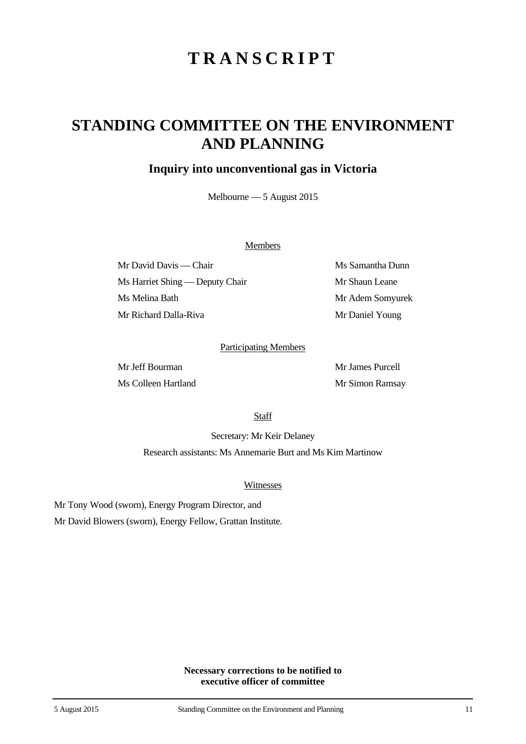# TRANSCRIPT

## STANDING COMMITTEE ON THE ENVIRONMENT AND PLANNING

### Inquiry into unconventional gas in Victoria

Melbourne — 5 August 2015

Members

Mr David Davis — Chair

Ms Harriet Shing — Deputy Chair

Ms Melina Bath

Mr Richard Dalla-Riva

Ms Samantha Dunn

Mr Shaun Leane

Mr Adem Somyurek

Mr Daniel Young

Participating Members

Mr Jeff Bourman

Ms Colleen Hartland

Mr James Purcell

Mr Simon Ramsay

Staff

Secretary: Mr Keir Delaney

Research assistants: Ms Annemarie Burt and Ms Kim Martinow

Witnesses

Mr Tony Wood (sworn), Energy Program Director, and

Mr David Blowers (sworn), Energy Fellow, Grattan Institute.

**Necessary corrections to be notified to executive officer of committee**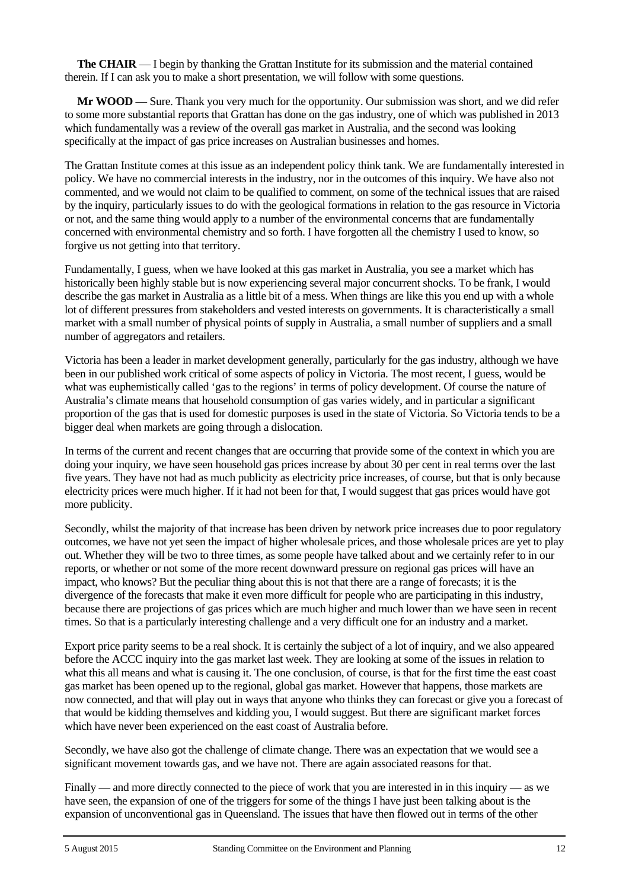**The CHAIR** — I begin by thanking the Grattan Institute for its submission and the material contained therein. If I can ask you to make a short presentation, we will follow with some questions.

**Mr WOOD** — Sure. Thank you very much for the opportunity. Our submission was short, and we did refer to some more substantial reports that Grattan has done on the gas industry, one of which was published in 2013 which fundamentally was a review of the overall gas market in Australia, and the second was looking specifically at the impact of gas price increases on Australian businesses and homes.

The Grattan Institute comes at this issue as an independent policy think tank. We are fundamentally interested in policy. We have no commercial interests in the industry, nor in the outcomes of this inquiry. We have also not commented, and we would not claim to be qualified to comment, on some of the technical issues that are raised by the inquiry, particularly issues to do with the geological formations in relation to the gas resource in Victoria or not, and the same thing would apply to a number of the environmental concerns that are fundamentally concerned with environmental chemistry and so forth. I have forgotten all the chemistry I used to know, so forgive us not getting into that territory.

Fundamentally, I guess, when we have looked at this gas market in Australia, you see a market which has historically been highly stable but is now experiencing several major concurrent shocks. To be frank, I would describe the gas market in Australia as a little bit of a mess. When things are like this you end up with a whole lot of different pressures from stakeholders and vested interests on governments. It is characteristically a small market with a small number of physical points of supply in Australia, a small number of suppliers and a small number of aggregators and retailers.

Victoria has been a leader in market development generally, particularly for the gas industry, although we have been in our published work critical of some aspects of policy in Victoria. The most recent, I guess, would be what was euphemistically called 'gas to the regions' in terms of policy development. Of course the nature of Australia's climate means that household consumption of gas varies widely, and in particular a significant proportion of the gas that is used for domestic purposes is used in the state of Victoria. So Victoria tends to be a bigger deal when markets are going through a dislocation.

In terms of the current and recent changes that are occurring that provide some of the context in which you are doing your inquiry, we have seen household gas prices increase by about 30 per cent in real terms over the last five years. They have not had as much publicity as electricity price increases, of course, but that is only because electricity prices were much higher. If it had not been for that, I would suggest that gas prices would have got more publicity.

Secondly, whilst the majority of that increase has been driven by network price increases due to poor regulatory outcomes, we have not yet seen the impact of higher wholesale prices, and those wholesale prices are yet to play out. Whether they will be two to three times, as some people have talked about and we certainly refer to in our reports, or whether or not some of the more recent downward pressure on regional gas prices will have an impact, who knows? But the peculiar thing about this is not that there are a range of forecasts; it is the divergence of the forecasts that make it even more difficult for people who are participating in this industry, because there are projections of gas prices which are much higher and much lower than we have seen in recent times. So that is a particularly interesting challenge and a very difficult one for an industry and a market.

Export price parity seems to be a real shock. It is certainly the subject of a lot of inquiry, and we also appeared before the ACCC inquiry into the gas market last week. They are looking at some of the issues in relation to what this all means and what is causing it. The one conclusion, of course, is that for the first time the east coast gas market has been opened up to the regional, global gas market. However that happens, those markets are now connected, and that will play out in ways that anyone who thinks they can forecast or give you a forecast of that would be kidding themselves and kidding you, I would suggest. But there are significant market forces which have never been experienced on the east coast of Australia before.

Secondly, we have also got the challenge of climate change. There was an expectation that we would see a significant movement towards gas, and we have not. There are again associated reasons for that.

Finally — and more directly connected to the piece of work that you are interested in in this inquiry — as we have seen, the expansion of one of the triggers for some of the things I have just been talking about is the expansion of unconventional gas in Queensland. The issues that have then flowed out in terms of the other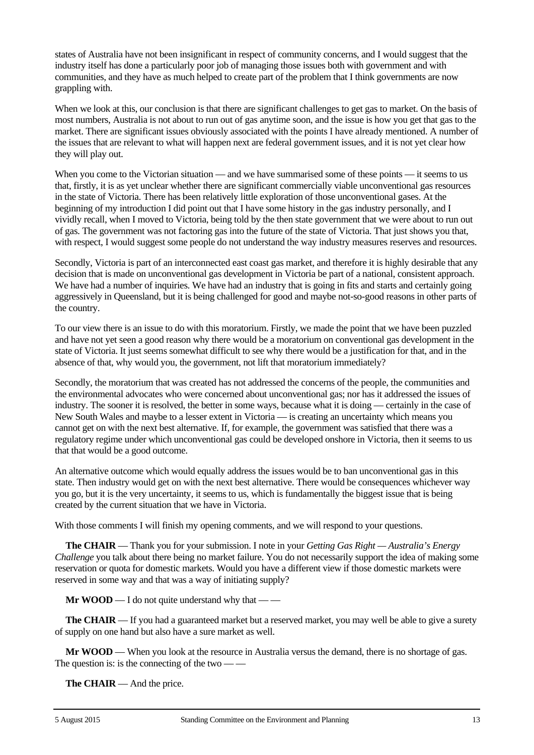states of Australia have not been insignificant in respect of community concerns, and I would suggest that the industry itself has done a particularly poor job of managing those issues both with government and with communities, and they have as much helped to create part of the problem that I think governments are now grappling with.

When we look at this, our conclusion is that there are significant challenges to get gas to market. On the basis of most numbers, Australia is not about to run out of gas anytime soon, and the issue is how you get that gas to the market. There are significant issues obviously associated with the points I have already mentioned. A number of the issues that are relevant to what will happen next are federal government issues, and it is not yet clear how they will play out.

When you come to the Victorian situation — and we have summarised some of these points — it seems to us that, firstly, it is as yet unclear whether there are significant commercially viable unconventional gas resources in the state of Victoria. There has been relatively little exploration of those unconventional gases. At the beginning of my introduction I did point out that I have some history in the gas industry personally, and I vividly recall, when I moved to Victoria, being told by the then state government that we were about to run out of gas. The government was not factoring gas into the future of the state of Victoria. That just shows you that, with respect, I would suggest some people do not understand the way industry measures reserves and resources.

Secondly, Victoria is part of an interconnected east coast gas market, and therefore it is highly desirable that any decision that is made on unconventional gas development in Victoria be part of a national, consistent approach. We have had a number of inquiries. We have had an industry that is going in fits and starts and certainly going aggressively in Queensland, but it is being challenged for good and maybe not-so-good reasons in other parts of the country.

To our view there is an issue to do with this moratorium. Firstly, we made the point that we have been puzzled and have not yet seen a good reason why there would be a moratorium on conventional gas development in the state of Victoria. It just seems somewhat difficult to see why there would be a justification for that, and in the absence of that, why would you, the government, not lift that moratorium immediately?

Secondly, the moratorium that was created has not addressed the concerns of the people, the communities and the environmental advocates who were concerned about unconventional gas; nor has it addressed the issues of industry. The sooner it is resolved, the better in some ways, because what it is doing — certainly in the case of New South Wales and maybe to a lesser extent in Victoria — is creating an uncertainty which means you cannot get on with the next best alternative. If, for example, the government was satisfied that there was a regulatory regime under which unconventional gas could be developed onshore in Victoria, then it seems to us that that would be a good outcome.

An alternative outcome which would equally address the issues would be to ban unconventional gas in this state. Then industry would get on with the next best alternative. There would be consequences whichever way you go, but it is the very uncertainty, it seems to us, which is fundamentally the biggest issue that is being created by the current situation that we have in Victoria.

With those comments I will finish my opening comments, and we will respond to your questions.

**The CHAIR** — Thank you for your submission. I note in your *Getting Gas Right — Australia's Energy Challenge* you talk about there being no market failure. You do not necessarily support the idea of making some reservation or quota for domestic markets. Would you have a different view if those domestic markets were reserved in some way and that was a way of initiating supply?

**Mr WOOD** — I do not quite understand why that — —

**The CHAIR** — If you had a guaranteed market but a reserved market, you may well be able to give a surety of supply on one hand but also have a sure market as well.

**Mr WOOD** — When you look at the resource in Australia versus the demand, there is no shortage of gas. The question is: is the connecting of the two — —

**The CHAIR** — And the price.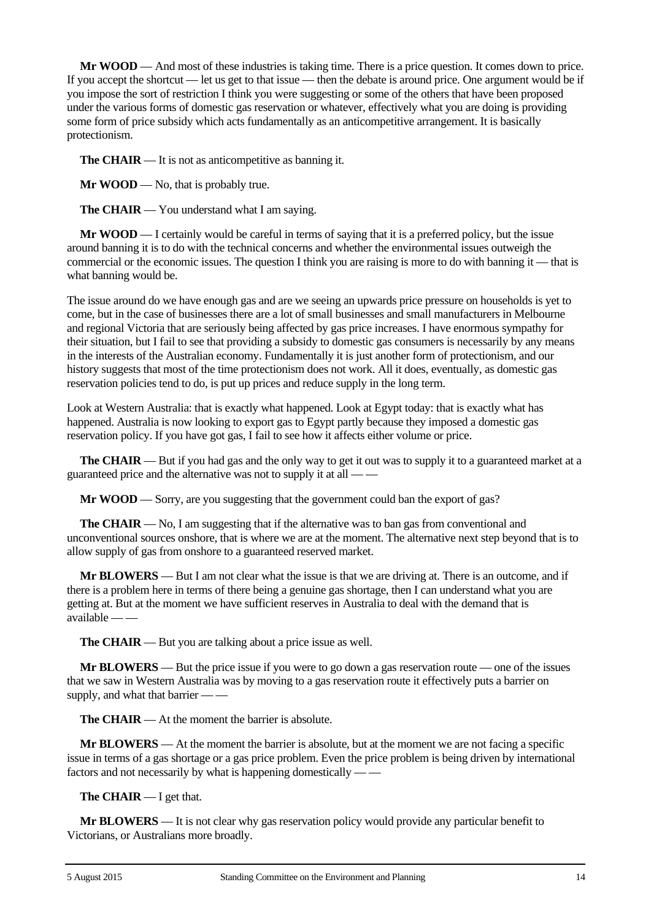**Mr WOOD** — And most of these industries is taking time. There is a price question. It comes down to price. If you accept the shortcut — let us get to that issue — then the debate is around price. One argument would be if you impose the sort of restriction I think you were suggesting or some of the others that have been proposed under the various forms of domestic gas reservation or whatever, effectively what you are doing is providing some form of price subsidy which acts fundamentally as an anticompetitive arrangement. It is basically protectionism.

**The CHAIR** — It is not as anticompetitive as banning it.

**Mr WOOD** — No, that is probably true.

**The CHAIR** — You understand what I am saying.

**Mr WOOD** — I certainly would be careful in terms of saying that it is a preferred policy, but the issue around banning it is to do with the technical concerns and whether the environmental issues outweigh the commercial or the economic issues. The question I think you are raising is more to do with banning it — that is what banning would be.

The issue around do we have enough gas and are we seeing an upwards price pressure on households is yet to come, but in the case of businesses there are a lot of small businesses and small manufacturers in Melbourne and regional Victoria that are seriously being affected by gas price increases. I have enormous sympathy for their situation, but I fail to see that providing a subsidy to domestic gas consumers is necessarily by any means in the interests of the Australian economy. Fundamentally it is just another form of protectionism, and our history suggests that most of the time protectionism does not work. All it does, eventually, as domestic gas reservation policies tend to do, is put up prices and reduce supply in the long term.

Look at Western Australia: that is exactly what happened. Look at Egypt today: that is exactly what has happened. Australia is now looking to export gas to Egypt partly because they imposed a domestic gas reservation policy. If you have got gas, I fail to see how it affects either volume or price.

**The CHAIR** — But if you had gas and the only way to get it out was to supply it to a guaranteed market at a guaranteed price and the alternative was not to supply it at all — —

**Mr WOOD** — Sorry, are you suggesting that the government could ban the export of gas?

**The CHAIR** — No, I am suggesting that if the alternative was to ban gas from conventional and unconventional sources onshore, that is where we are at the moment. The alternative next step beyond that is to allow supply of gas from onshore to a guaranteed reserved market.

**Mr BLOWERS** — But I am not clear what the issue is that we are driving at. There is an outcome, and if there is a problem here in terms of there being a genuine gas shortage, then I can understand what you are getting at. But at the moment we have sufficient reserves in Australia to deal with the demand that is available — —

**The CHAIR** — But you are talking about a price issue as well.

**Mr BLOWERS** — But the price issue if you were to go down a gas reservation route — one of the issues that we saw in Western Australia was by moving to a gas reservation route it effectively puts a barrier on supply, and what that barrier — —

**The CHAIR** — At the moment the barrier is absolute.

**Mr BLOWERS** — At the moment the barrier is absolute, but at the moment we are not facing a specific issue in terms of a gas shortage or a gas price problem. Even the price problem is being driven by international factors and not necessarily by what is happening domestically — —

**The CHAIR** — I get that.

**Mr BLOWERS** — It is not clear why gas reservation policy would provide any particular benefit to Victorians, or Australians more broadly.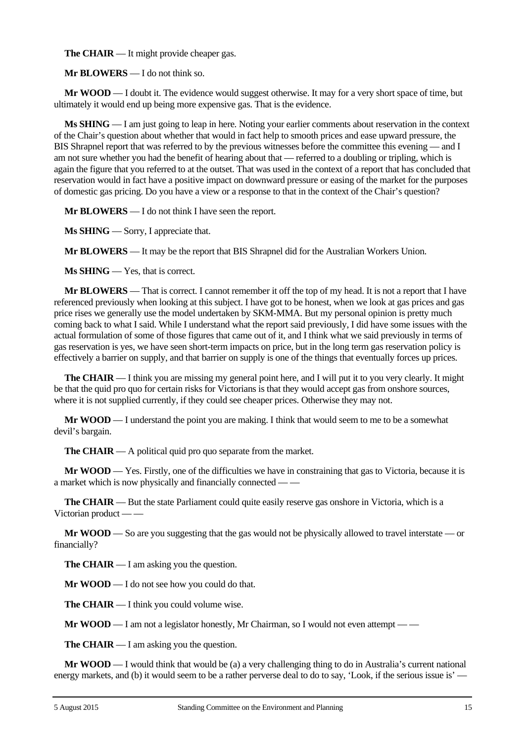**The CHAIR** — It might provide cheaper gas.

**Mr BLOWERS** — I do not think so.

**Mr WOOD** — I doubt it. The evidence would suggest otherwise. It may for a very short space of time, but ultimately it would end up being more expensive gas. That is the evidence.

**Ms SHING** — I am just going to leap in here. Noting your earlier comments about reservation in the context of the Chair's question about whether that would in fact help to smooth prices and ease upward pressure, the BIS Shrapnel report that was referred to by the previous witnesses before the committee this evening — and I am not sure whether you had the benefit of hearing about that — referred to a doubling or tripling, which is again the figure that you referred to at the outset. That was used in the context of a report that has concluded that reservation would in fact have a positive impact on downward pressure or easing of the market for the purposes of domestic gas pricing. Do you have a view or a response to that in the context of the Chair's question?

**Mr BLOWERS** — I do not think I have seen the report.

**Ms SHING** — Sorry, I appreciate that.

**Mr BLOWERS** — It may be the report that BIS Shrapnel did for the Australian Workers Union.

**Ms SHING** — Yes, that is correct.

**Mr BLOWERS** — That is correct. I cannot remember it off the top of my head. It is not a report that I have referenced previously when looking at this subject. I have got to be honest, when we look at gas prices and gas price rises we generally use the model undertaken by SKM-MMA. But my personal opinion is pretty much coming back to what I said. While I understand what the report said previously, I did have some issues with the actual formulation of some of those figures that came out of it, and I think what we said previously in terms of gas reservation is yes, we have seen short-term impacts on price, but in the long term gas reservation policy is effectively a barrier on supply, and that barrier on supply is one of the things that eventually forces up prices.

**The CHAIR** — I think you are missing my general point here, and I will put it to you very clearly. It might be that the quid pro quo for certain risks for Victorians is that they would accept gas from onshore sources, where it is not supplied currently, if they could see cheaper prices. Otherwise they may not.

**Mr WOOD** — I understand the point you are making. I think that would seem to me to be a somewhat devil's bargain.

**The CHAIR** — A political quid pro quo separate from the market.

**Mr WOOD** — Yes. Firstly, one of the difficulties we have in constraining that gas to Victoria, because it is a market which is now physically and financially connected — —

**The CHAIR** — But the state Parliament could quite easily reserve gas onshore in Victoria, which is a Victorian product — —

**Mr WOOD** — So are you suggesting that the gas would not be physically allowed to travel interstate — or financially?

**The CHAIR** — I am asking you the question.

**Mr WOOD** — I do not see how you could do that.

**The CHAIR** — I think you could volume wise.

**Mr WOOD** — I am not a legislator honestly, Mr Chairman, so I would not even attempt — —

**The CHAIR** — I am asking you the question.

**Mr WOOD** — I would think that would be (a) a very challenging thing to do in Australia's current national energy markets, and (b) it would seem to be a rather perverse deal to do to say, 'Look, if the serious issue is' —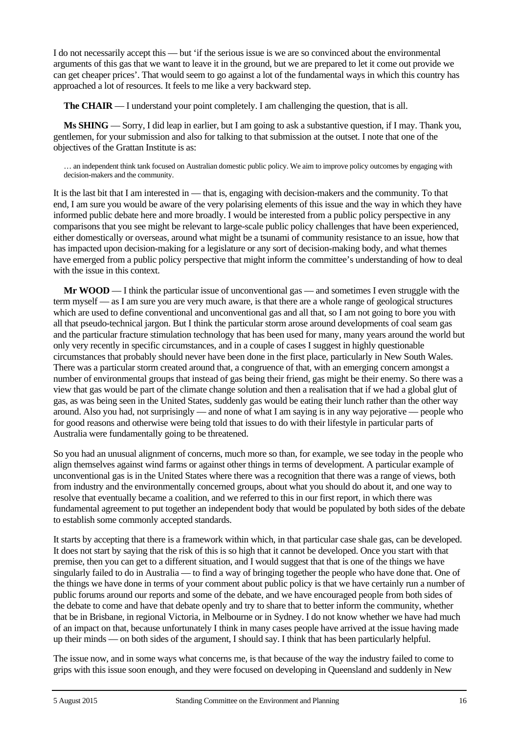I do not necessarily accept this — but 'if the serious issue is we are so convinced about the environmental arguments of this gas that we want to leave it in the ground, but we are prepared to let it come out provide we can get cheaper prices'. That would seem to go against a lot of the fundamental ways in which this country has approached a lot of resources. It feels to me like a very backward step.

**The CHAIR** — I understand your point completely. I am challenging the question, that is all.

**Ms SHING** — Sorry, I did leap in earlier, but I am going to ask a substantive question, if I may. Thank you, gentlemen, for your submission and also for talking to that submission at the outset. I note that one of the objectives of the Grattan Institute is as:

> … an independent think tank focused on Australian domestic public policy. We aim to improve policy outcomes by engaging with decision-makers and the community.

It is the last bit that I am interested in — that is, engaging with decision-makers and the community. To that end, I am sure you would be aware of the very polarising elements of this issue and the way in which they have informed public debate here and more broadly. I would be interested from a public policy perspective in any comparisons that you see might be relevant to large-scale public policy challenges that have been experienced, either domestically or overseas, around what might be a tsunami of community resistance to an issue, how that has impacted upon decision-making for a legislature or any sort of decision-making body, and what themes have emerged from a public policy perspective that might inform the committee's understanding of how to deal with the issue in this context.

**Mr WOOD** — I think the particular issue of unconventional gas — and sometimes I even struggle with the term myself — as I am sure you are very much aware, is that there are a whole range of geological structures which are used to define conventional and unconventional gas and all that, so I am not going to bore you with all that pseudo-technical jargon. But I think the particular storm arose around developments of coal seam gas and the particular fracture stimulation technology that has been used for many, many years around the world but only very recently in specific circumstances, and in a couple of cases I suggest in highly questionable circumstances that probably should never have been done in the first place, particularly in New South Wales. There was a particular storm created around that, a congruence of that, with an emerging concern amongst a number of environmental groups that instead of gas being their friend, gas might be their enemy. So there was a view that gas would be part of the climate change solution and then a realisation that if we had a global glut of gas, as was being seen in the United States, suddenly gas would be eating their lunch rather than the other way around. Also you had, not surprisingly — and none of what I am saying is in any way pejorative — people who for good reasons and otherwise were being told that issues to do with their lifestyle in particular parts of Australia were fundamentally going to be threatened.

So you had an unusual alignment of concerns, much more so than, for example, we see today in the people who align themselves against wind farms or against other things in terms of development. A particular example of unconventional gas is in the United States where there was a recognition that there was a range of views, both from industry and the environmentally concerned groups, about what you should do about it, and one way to resolve that eventually became a coalition, and we referred to this in our first report, in which there was fundamental agreement to put together an independent body that would be populated by both sides of the debate to establish some commonly accepted standards.

It starts by accepting that there is a framework within which, in that particular case shale gas, can be developed. It does not start by saying that the risk of this is so high that it cannot be developed. Once you start with that premise, then you can get to a different situation, and I would suggest that that is one of the things we have singularly failed to do in Australia — to find a way of bringing together the people who have done that. One of the things we have done in terms of your comment about public policy is that we have certainly run a number of public forums around our reports and some of the debate, and we have encouraged people from both sides of the debate to come and have that debate openly and try to share that to better inform the community, whether that be in Brisbane, in regional Victoria, in Melbourne or in Sydney. I do not know whether we have had much of an impact on that, because unfortunately I think in many cases people have arrived at the issue having made up their minds — on both sides of the argument, I should say. I think that has been particularly helpful.

The issue now, and in some ways what concerns me, is that because of the way the industry failed to come to grips with this issue soon enough, and they were focused on developing in Queensland and suddenly in New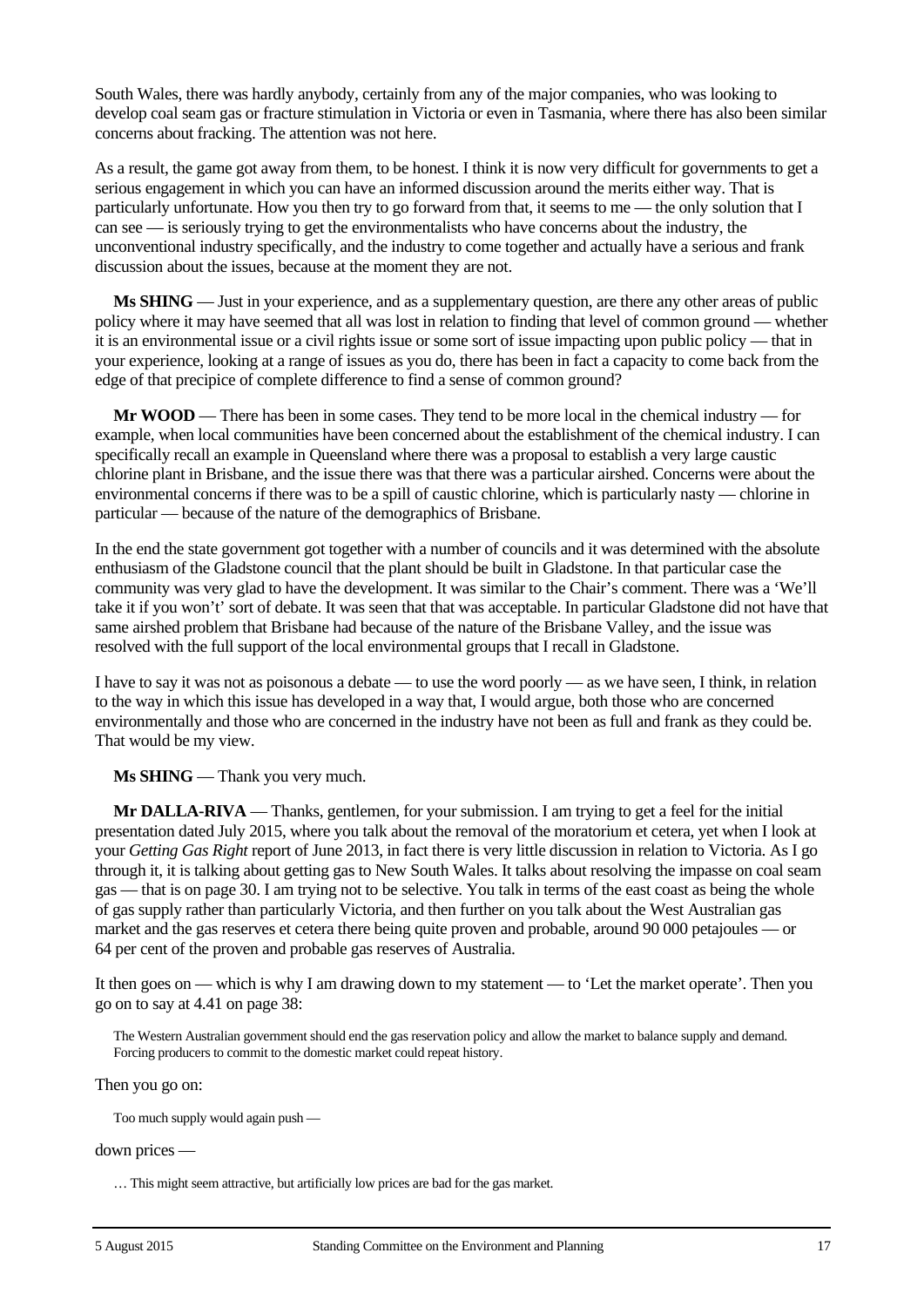South Wales, there was hardly anybody, certainly from any of the major companies, who was looking to develop coal seam gas or fracture stimulation in Victoria or even in Tasmania, where there has also been similar concerns about fracking. The attention was not here.

As a result, the game got away from them, to be honest. I think it is now very difficult for governments to get a serious engagement in which you can have an informed discussion around the merits either way. That is particularly unfortunate. How you then try to go forward from that, it seems to me — the only solution that I can see — is seriously trying to get the environmentalists who have concerns about the industry, the unconventional industry specifically, and the industry to come together and actually have a serious and frank discussion about the issues, because at the moment they are not.

**Ms SHING** — Just in your experience, and as a supplementary question, are there any other areas of public policy where it may have seemed that all was lost in relation to finding that level of common ground — whether it is an environmental issue or a civil rights issue or some sort of issue impacting upon public policy — that in your experience, looking at a range of issues as you do, there has been in fact a capacity to come back from the edge of that precipice of complete difference to find a sense of common ground?

**Mr WOOD** — There has been in some cases. They tend to be more local in the chemical industry — for example, when local communities have been concerned about the establishment of the chemical industry. I can specifically recall an example in Queensland where there was a proposal to establish a very large caustic chlorine plant in Brisbane, and the issue there was that there was a particular airshed. Concerns were about the environmental concerns if there was to be a spill of caustic chlorine, which is particularly nasty — chlorine in particular — because of the nature of the demographics of Brisbane.

In the end the state government got together with a number of councils and it was determined with the absolute enthusiasm of the Gladstone council that the plant should be built in Gladstone. In that particular case the community was very glad to have the development. It was similar to the Chair's comment. There was a 'We'll take it if you won't' sort of debate. It was seen that that was acceptable. In particular Gladstone did not have that same airshed problem that Brisbane had because of the nature of the Brisbane Valley, and the issue was resolved with the full support of the local environmental groups that I recall in Gladstone.

I have to say it was not as poisonous a debate — to use the word poorly — as we have seen, I think, in relation to the way in which this issue has developed in a way that, I would argue, both those who are concerned environmentally and those who are concerned in the industry have not been as full and frank as they could be. That would be my view.

**Ms SHING** — Thank you very much.

**Mr DALLA-RIVA** — Thanks, gentlemen, for your submission. I am trying to get a feel for the initial presentation dated July 2015, where you talk about the removal of the moratorium et cetera, yet when I look at your *Getting Gas Right* report of June 2013, in fact there is very little discussion in relation to Victoria. As I go through it, it is talking about getting gas to New South Wales. It talks about resolving the impasse on coal seam gas — that is on page 30. I am trying not to be selective. You talk in terms of the east coast as being the whole of gas supply rather than particularly Victoria, and then further on you talk about the West Australian gas market and the gas reserves et cetera there being quite proven and probable, around 90 000 petajoules — or 64 per cent of the proven and probable gas reserves of Australia.

It then goes on — which is why I am drawing down to my statement — to 'Let the market operate'. Then you go on to say at 4.41 on page 38:

> The Western Australian government should end the gas reservation policy and allow the market to balance supply and demand. Forcing producers to commit to the domestic market could repeat history.

Then you go on:

> Too much supply would again push —

down prices —

> … This might seem attractive, but artificially low prices are bad for the gas market.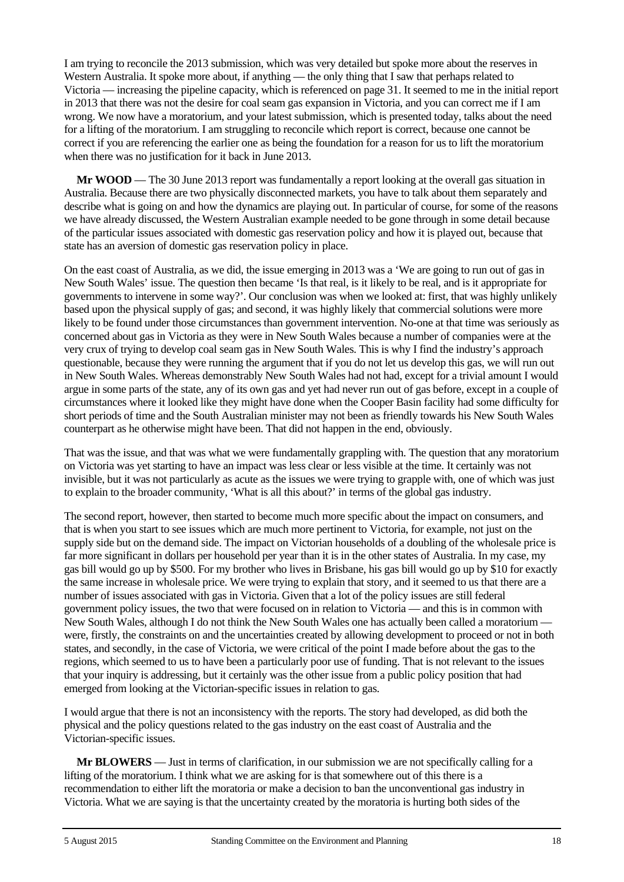I am trying to reconcile the 2013 submission, which was very detailed but spoke more about the reserves in Western Australia. It spoke more about, if anything — the only thing that I saw that perhaps related to Victoria — increasing the pipeline capacity, which is referenced on page 31. It seemed to me in the initial report in 2013 that there was not the desire for coal seam gas expansion in Victoria, and you can correct me if I am wrong. We now have a moratorium, and your latest submission, which is presented today, talks about the need for a lifting of the moratorium. I am struggling to reconcile which report is correct, because one cannot be correct if you are referencing the earlier one as being the foundation for a reason for us to lift the moratorium when there was no justification for it back in June 2013.

**Mr WOOD** — The 30 June 2013 report was fundamentally a report looking at the overall gas situation in Australia. Because there are two physically disconnected markets, you have to talk about them separately and describe what is going on and how the dynamics are playing out. In particular of course, for some of the reasons we have already discussed, the Western Australian example needed to be gone through in some detail because of the particular issues associated with domestic gas reservation policy and how it is played out, because that state has an aversion of domestic gas reservation policy in place.

On the east coast of Australia, as we did, the issue emerging in 2013 was a 'We are going to run out of gas in New South Wales' issue. The question then became 'Is that real, is it likely to be real, and is it appropriate for governments to intervene in some way?'. Our conclusion was when we looked at: first, that was highly unlikely based upon the physical supply of gas; and second, it was highly likely that commercial solutions were more likely to be found under those circumstances than government intervention. No-one at that time was seriously as concerned about gas in Victoria as they were in New South Wales because a number of companies were at the very crux of trying to develop coal seam gas in New South Wales. This is why I find the industry's approach questionable, because they were running the argument that if you do not let us develop this gas, we will run out in New South Wales. Whereas demonstrably New South Wales had not had, except for a trivial amount I would argue in some parts of the state, any of its own gas and yet had never run out of gas before, except in a couple of circumstances where it looked like they might have done when the Cooper Basin facility had some difficulty for short periods of time and the South Australian minister may not been as friendly towards his New South Wales counterpart as he otherwise might have been. That did not happen in the end, obviously.

That was the issue, and that was what we were fundamentally grappling with. The question that any moratorium on Victoria was yet starting to have an impact was less clear or less visible at the time. It certainly was not invisible, but it was not particularly as acute as the issues we were trying to grapple with, one of which was just to explain to the broader community, 'What is all this about?' in terms of the global gas industry.

The second report, however, then started to become much more specific about the impact on consumers, and that is when you start to see issues which are much more pertinent to Victoria, for example, not just on the supply side but on the demand side. The impact on Victorian households of a doubling of the wholesale price is far more significant in dollars per household per year than it is in the other states of Australia. In my case, my gas bill would go up by \$500. For my brother who lives in Brisbane, his gas bill would go up by \$10 for exactly the same increase in wholesale price. We were trying to explain that story, and it seemed to us that there are a number of issues associated with gas in Victoria. Given that a lot of the policy issues are still federal government policy issues, the two that were focused on in relation to Victoria — and this is in common with New South Wales, although I do not think the New South Wales one has actually been called a moratorium — were, firstly, the constraints on and the uncertainties created by allowing development to proceed or not in both states, and secondly, in the case of Victoria, we were critical of the point I made before about the gas to the regions, which seemed to us to have been a particularly poor use of funding. That is not relevant to the issues that your inquiry is addressing, but it certainly was the other issue from a public policy position that had emerged from looking at the Victorian-specific issues in relation to gas.

I would argue that there is not an inconsistency with the reports. The story had developed, as did both the physical and the policy questions related to the gas industry on the east coast of Australia and the Victorian-specific issues.

**Mr BLOWERS** — Just in terms of clarification, in our submission we are not specifically calling for a lifting of the moratorium. I think what we are asking for is that somewhere out of this there is a recommendation to either lift the moratoria or make a decision to ban the unconventional gas industry in Victoria. What we are saying is that the uncertainty created by the moratoria is hurting both sides of the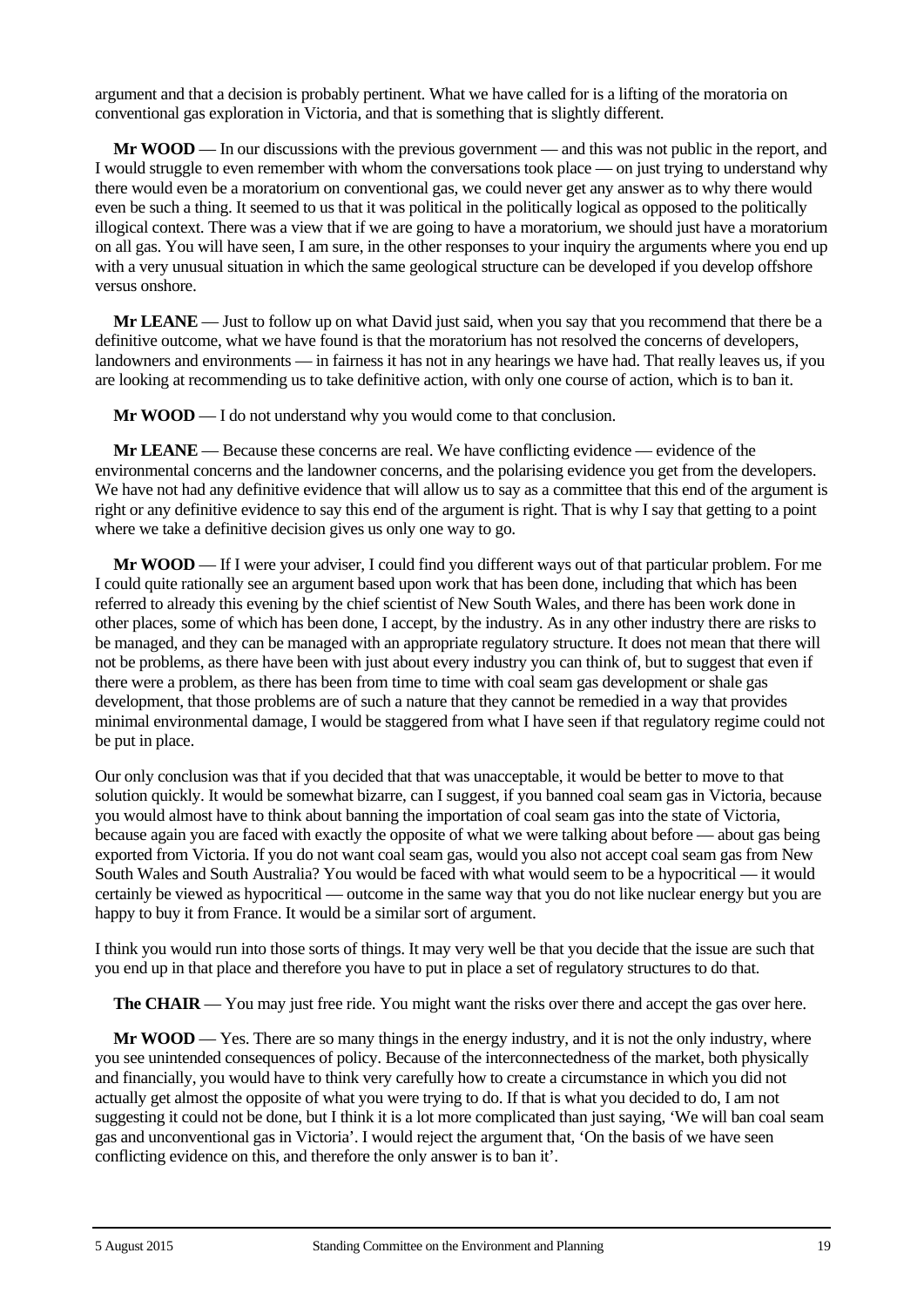argument and that a decision is probably pertinent. What we have called for is a lifting of the moratoria on conventional gas exploration in Victoria, and that is something that is slightly different.

**Mr WOOD** — In our discussions with the previous government — and this was not public in the report, and I would struggle to even remember with whom the conversations took place — on just trying to understand why there would even be a moratorium on conventional gas, we could never get any answer as to why there would even be such a thing. It seemed to us that it was political in the politically logical as opposed to the politically illogical context. There was a view that if we are going to have a moratorium, we should just have a moratorium on all gas. You will have seen, I am sure, in the other responses to your inquiry the arguments where you end up with a very unusual situation in which the same geological structure can be developed if you develop offshore versus onshore.

**Mr LEANE** — Just to follow up on what David just said, when you say that you recommend that there be a definitive outcome, what we have found is that the moratorium has not resolved the concerns of developers, landowners and environments — in fairness it has not in any hearings we have had. That really leaves us, if you are looking at recommending us to take definitive action, with only one course of action, which is to ban it.

**Mr WOOD** — I do not understand why you would come to that conclusion.

**Mr LEANE** — Because these concerns are real. We have conflicting evidence — evidence of the environmental concerns and the landowner concerns, and the polarising evidence you get from the developers. We have not had any definitive evidence that will allow us to say as a committee that this end of the argument is right or any definitive evidence to say this end of the argument is right. That is why I say that getting to a point where we take a definitive decision gives us only one way to go.

**Mr WOOD** — If I were your adviser, I could find you different ways out of that particular problem. For me I could quite rationally see an argument based upon work that has been done, including that which has been referred to already this evening by the chief scientist of New South Wales, and there has been work done in other places, some of which has been done, I accept, by the industry. As in any other industry there are risks to be managed, and they can be managed with an appropriate regulatory structure. It does not mean that there will not be problems, as there have been with just about every industry you can think of, but to suggest that even if there were a problem, as there has been from time to time with coal seam gas development or shale gas development, that those problems are of such a nature that they cannot be remedied in a way that provides minimal environmental damage, I would be staggered from what I have seen if that regulatory regime could not be put in place.

Our only conclusion was that if you decided that that was unacceptable, it would be better to move to that solution quickly. It would be somewhat bizarre, can I suggest, if you banned coal seam gas in Victoria, because you would almost have to think about banning the importation of coal seam gas into the state of Victoria, because again you are faced with exactly the opposite of what we were talking about before — about gas being exported from Victoria. If you do not want coal seam gas, would you also not accept coal seam gas from New South Wales and South Australia? You would be faced with what would seem to be a hypocritical — it would certainly be viewed as hypocritical — outcome in the same way that you do not like nuclear energy but you are happy to buy it from France. It would be a similar sort of argument.

I think you would run into those sorts of things. It may very well be that you decide that the issue are such that you end up in that place and therefore you have to put in place a set of regulatory structures to do that.

**The CHAIR** — You may just free ride. You might want the risks over there and accept the gas over here.

**Mr WOOD** — Yes. There are so many things in the energy industry, and it is not the only industry, where you see unintended consequences of policy. Because of the interconnectedness of the market, both physically and financially, you would have to think very carefully how to create a circumstance in which you did not actually get almost the opposite of what you were trying to do. If that is what you decided to do, I am not suggesting it could not be done, but I think it is a lot more complicated than just saying, 'We will ban coal seam gas and unconventional gas in Victoria'. I would reject the argument that, 'On the basis of we have seen conflicting evidence on this, and therefore the only answer is to ban it'.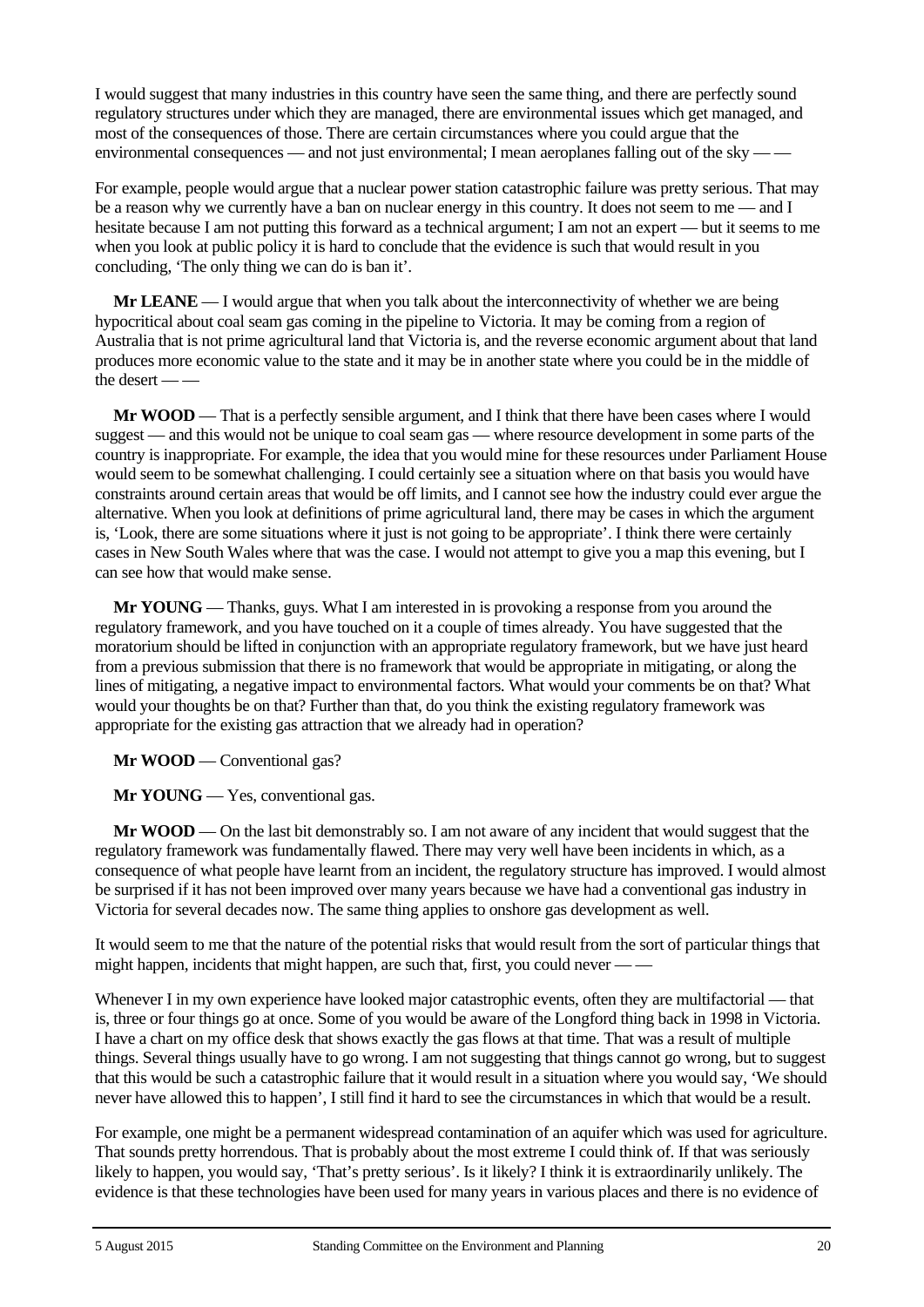I would suggest that many industries in this country have seen the same thing, and there are perfectly sound regulatory structures under which they are managed, there are environmental issues which get managed, and most of the consequences of those. There are certain circumstances where you could argue that the environmental consequences — and not just environmental; I mean aeroplanes falling out of the sky — —

For example, people would argue that a nuclear power station catastrophic failure was pretty serious. That may be a reason why we currently have a ban on nuclear energy in this country. It does not seem to me — and I hesitate because I am not putting this forward as a technical argument; I am not an expert — but it seems to me when you look at public policy it is hard to conclude that the evidence is such that would result in you concluding, 'The only thing we can do is ban it'.

**Mr LEANE** — I would argue that when you talk about the interconnectivity of whether we are being hypocritical about coal seam gas coming in the pipeline to Victoria. It may be coming from a region of Australia that is not prime agricultural land that Victoria is, and the reverse economic argument about that land produces more economic value to the state and it may be in another state where you could be in the middle of the desert — —

**Mr WOOD** — That is a perfectly sensible argument, and I think that there have been cases where I would suggest — and this would not be unique to coal seam gas — where resource development in some parts of the country is inappropriate. For example, the idea that you would mine for these resources under Parliament House would seem to be somewhat challenging. I could certainly see a situation where on that basis you would have constraints around certain areas that would be off limits, and I cannot see how the industry could ever argue the alternative. When you look at definitions of prime agricultural land, there may be cases in which the argument is, 'Look, there are some situations where it just is not going to be appropriate'. I think there were certainly cases in New South Wales where that was the case. I would not attempt to give you a map this evening, but I can see how that would make sense.

**Mr YOUNG** — Thanks, guys. What I am interested in is provoking a response from you around the regulatory framework, and you have touched on it a couple of times already. You have suggested that the moratorium should be lifted in conjunction with an appropriate regulatory framework, but we have just heard from a previous submission that there is no framework that would be appropriate in mitigating, or along the lines of mitigating, a negative impact to environmental factors. What would your comments be on that? What would your thoughts be on that? Further than that, do you think the existing regulatory framework was appropriate for the existing gas attraction that we already had in operation?

**Mr WOOD** — Conventional gas?

**Mr YOUNG** — Yes, conventional gas.

**Mr WOOD** — On the last bit demonstrably so. I am not aware of any incident that would suggest that the regulatory framework was fundamentally flawed. There may very well have been incidents in which, as a consequence of what people have learnt from an incident, the regulatory structure has improved. I would almost be surprised if it has not been improved over many years because we have had a conventional gas industry in Victoria for several decades now. The same thing applies to onshore gas development as well.

It would seem to me that the nature of the potential risks that would result from the sort of particular things that might happen, incidents that might happen, are such that, first, you could never — —

Whenever I in my own experience have looked major catastrophic events, often they are multifactorial — that is, three or four things go at once. Some of you would be aware of the Longford thing back in 1998 in Victoria. I have a chart on my office desk that shows exactly the gas flows at that time. That was a result of multiple things. Several things usually have to go wrong. I am not suggesting that things cannot go wrong, but to suggest that this would be such a catastrophic failure that it would result in a situation where you would say, 'We should never have allowed this to happen', I still find it hard to see the circumstances in which that would be a result.

For example, one might be a permanent widespread contamination of an aquifer which was used for agriculture. That sounds pretty horrendous. That is probably about the most extreme I could think of. If that was seriously likely to happen, you would say, 'That's pretty serious'. Is it likely? I think it is extraordinarily unlikely. The evidence is that these technologies have been used for many years in various places and there is no evidence of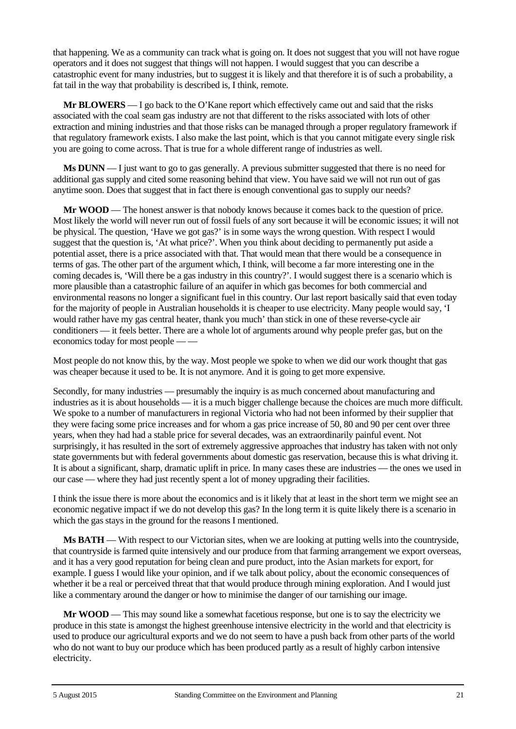that happening. We as a community can track what is going on. It does not suggest that you will not have rogue operators and it does not suggest that things will not happen. I would suggest that you can describe a catastrophic event for many industries, but to suggest it is likely and that therefore it is of such a probability, a fat tail in the way that probability is described is, I think, remote.

**Mr BLOWERS** — I go back to the O'Kane report which effectively came out and said that the risks associated with the coal seam gas industry are not that different to the risks associated with lots of other extraction and mining industries and that those risks can be managed through a proper regulatory framework if that regulatory framework exists. I also make the last point, which is that you cannot mitigate every single risk you are going to come across. That is true for a whole different range of industries as well.

**Ms DUNN** — I just want to go to gas generally. A previous submitter suggested that there is no need for additional gas supply and cited some reasoning behind that view. You have said we will not run out of gas anytime soon. Does that suggest that in fact there is enough conventional gas to supply our needs?

**Mr WOOD** — The honest answer is that nobody knows because it comes back to the question of price. Most likely the world will never run out of fossil fuels of any sort because it will be economic issues; it will not be physical. The question, 'Have we got gas?' is in some ways the wrong question. With respect I would suggest that the question is, 'At what price?'. When you think about deciding to permanently put aside a potential asset, there is a price associated with that. That would mean that there would be a consequence in terms of gas. The other part of the argument which, I think, will become a far more interesting one in the coming decades is, 'Will there be a gas industry in this country?'. I would suggest there is a scenario which is more plausible than a catastrophic failure of an aquifer in which gas becomes for both commercial and environmental reasons no longer a significant fuel in this country. Our last report basically said that even today for the majority of people in Australian households it is cheaper to use electricity. Many people would say, 'I would rather have my gas central heater, thank you much' than stick in one of these reverse-cycle air conditioners — it feels better. There are a whole lot of arguments around why people prefer gas, but on the economics today for most people — —

Most people do not know this, by the way. Most people we spoke to when we did our work thought that gas was cheaper because it used to be. It is not anymore. And it is going to get more expensive.

Secondly, for many industries — presumably the inquiry is as much concerned about manufacturing and industries as it is about households — it is a much bigger challenge because the choices are much more difficult. We spoke to a number of manufacturers in regional Victoria who had not been informed by their supplier that they were facing some price increases and for whom a gas price increase of 50, 80 and 90 per cent over three years, when they had had a stable price for several decades, was an extraordinarily painful event. Not surprisingly, it has resulted in the sort of extremely aggressive approaches that industry has taken with not only state governments but with federal governments about domestic gas reservation, because this is what driving it. It is about a significant, sharp, dramatic uplift in price. In many cases these are industries — the ones we used in our case — where they had just recently spent a lot of money upgrading their facilities.

I think the issue there is more about the economics and is it likely that at least in the short term we might see an economic negative impact if we do not develop this gas? In the long term it is quite likely there is a scenario in which the gas stays in the ground for the reasons I mentioned.

**Ms BATH** — With respect to our Victorian sites, when we are looking at putting wells into the countryside, that countryside is farmed quite intensively and our produce from that farming arrangement we export overseas, and it has a very good reputation for being clean and pure product, into the Asian markets for export, for example. I guess I would like your opinion, and if we talk about policy, about the economic consequences of whether it be a real or perceived threat that that would produce through mining exploration. And I would just like a commentary around the danger or how to minimise the danger of our tarnishing our image.

**Mr WOOD** — This may sound like a somewhat facetious response, but one is to say the electricity we produce in this state is amongst the highest greenhouse intensive electricity in the world and that electricity is used to produce our agricultural exports and we do not seem to have a push back from other parts of the world who do not want to buy our produce which has been produced partly as a result of highly carbon intensive electricity.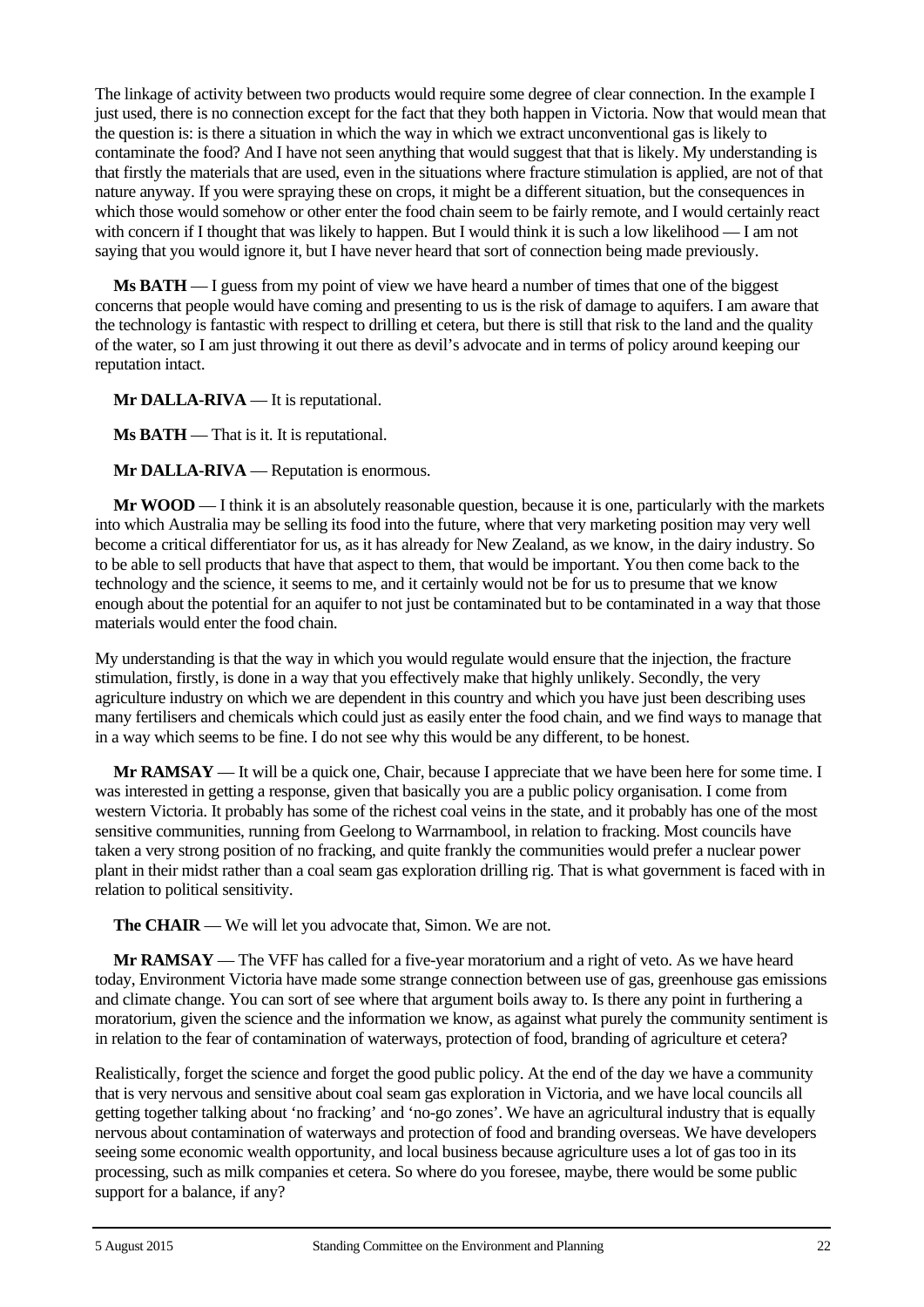The linkage of activity between two products would require some degree of clear connection. In the example I just used, there is no connection except for the fact that they both happen in Victoria. Now that would mean that the question is: is there a situation in which the way in which we extract unconventional gas is likely to contaminate the food? And I have not seen anything that would suggest that that is likely. My understanding is that firstly the materials that are used, even in the situations where fracture stimulation is applied, are not of that nature anyway. If you were spraying these on crops, it might be a different situation, but the consequences in which those would somehow or other enter the food chain seem to be fairly remote, and I would certainly react with concern if I thought that was likely to happen. But I would think it is such a low likelihood — I am not saying that you would ignore it, but I have never heard that sort of connection being made previously.

**Ms BATH** — I guess from my point of view we have heard a number of times that one of the biggest concerns that people would have coming and presenting to us is the risk of damage to aquifers. I am aware that the technology is fantastic with respect to drilling et cetera, but there is still that risk to the land and the quality of the water, so I am just throwing it out there as devil's advocate and in terms of policy around keeping our reputation intact.

**Mr DALLA-RIVA** — It is reputational.

**Ms BATH** — That is it. It is reputational.

**Mr DALLA-RIVA** — Reputation is enormous.

**Mr WOOD** — I think it is an absolutely reasonable question, because it is one, particularly with the markets into which Australia may be selling its food into the future, where that very marketing position may very well become a critical differentiator for us, as it has already for New Zealand, as we know, in the dairy industry. So to be able to sell products that have that aspect to them, that would be important. You then come back to the technology and the science, it seems to me, and it certainly would not be for us to presume that we know enough about the potential for an aquifer to not just be contaminated but to be contaminated in a way that those materials would enter the food chain.

My understanding is that the way in which you would regulate would ensure that the injection, the fracture stimulation, firstly, is done in a way that you effectively make that highly unlikely. Secondly, the very agriculture industry on which we are dependent in this country and which you have just been describing uses many fertilisers and chemicals which could just as easily enter the food chain, and we find ways to manage that in a way which seems to be fine. I do not see why this would be any different, to be honest.

**Mr RAMSAY** — It will be a quick one, Chair, because I appreciate that we have been here for some time. I was interested in getting a response, given that basically you are a public policy organisation. I come from western Victoria. It probably has some of the richest coal veins in the state, and it probably has one of the most sensitive communities, running from Geelong to Warrnambool, in relation to fracking. Most councils have taken a very strong position of no fracking, and quite frankly the communities would prefer a nuclear power plant in their midst rather than a coal seam gas exploration drilling rig. That is what government is faced with in relation to political sensitivity.

**The CHAIR** — We will let you advocate that, Simon. We are not.

**Mr RAMSAY** — The VFF has called for a five-year moratorium and a right of veto. As we have heard today, Environment Victoria have made some strange connection between use of gas, greenhouse gas emissions and climate change. You can sort of see where that argument boils away to. Is there any point in furthering a moratorium, given the science and the information we know, as against what purely the community sentiment is in relation to the fear of contamination of waterways, protection of food, branding of agriculture et cetera?

Realistically, forget the science and forget the good public policy. At the end of the day we have a community that is very nervous and sensitive about coal seam gas exploration in Victoria, and we have local councils all getting together talking about 'no fracking' and 'no-go zones'. We have an agricultural industry that is equally nervous about contamination of waterways and protection of food and branding overseas. We have developers seeing some economic wealth opportunity, and local business because agriculture uses a lot of gas too in its processing, such as milk companies et cetera. So where do you foresee, maybe, there would be some public support for a balance, if any?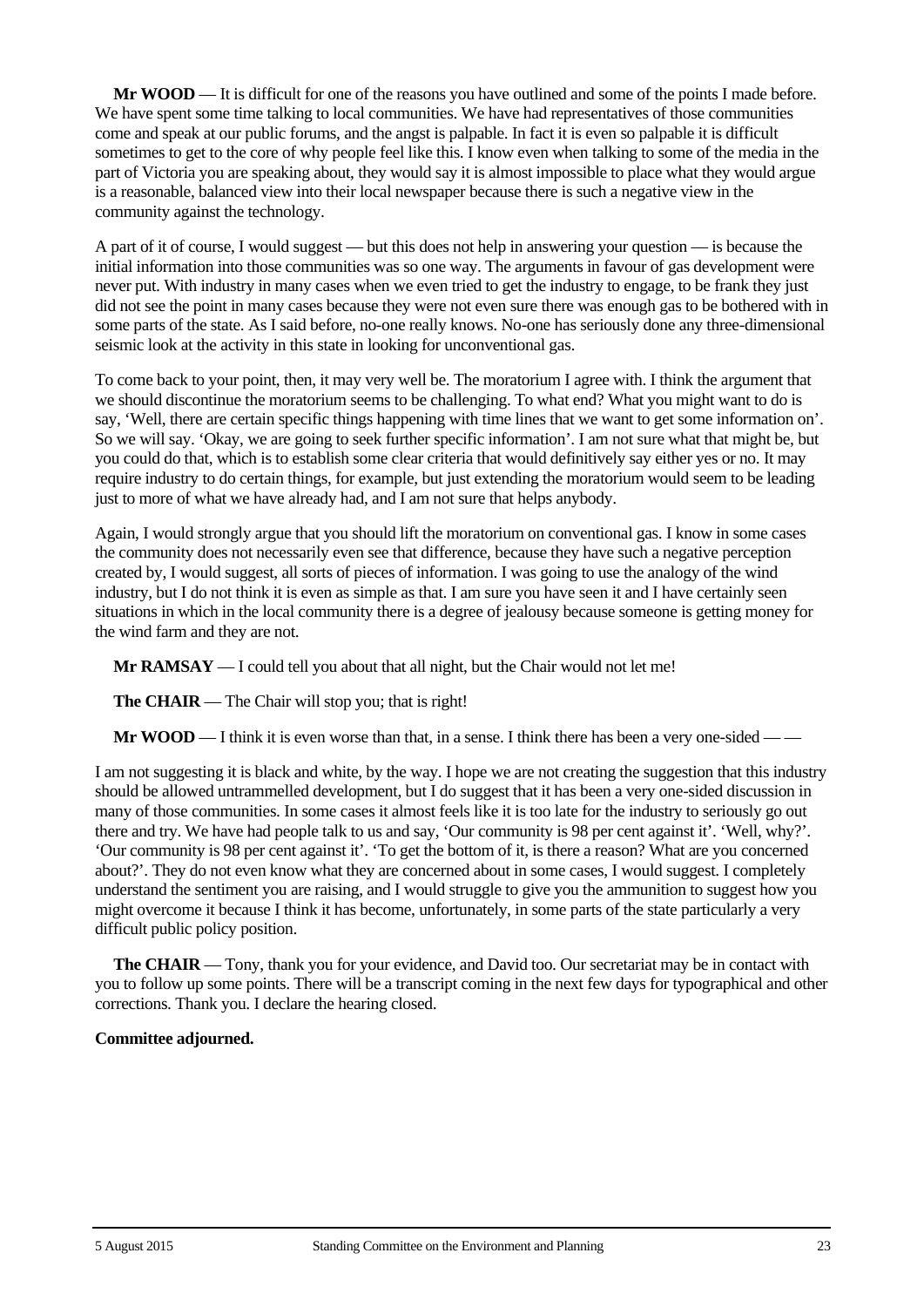**Mr WOOD** — It is difficult for one of the reasons you have outlined and some of the points I made before. We have spent some time talking to local communities. We have had representatives of those communities come and speak at our public forums, and the angst is palpable. In fact it is even so palpable it is difficult sometimes to get to the core of why people feel like this. I know even when talking to some of the media in the part of Victoria you are speaking about, they would say it is almost impossible to place what they would argue is a reasonable, balanced view into their local newspaper because there is such a negative view in the community against the technology.

A part of it of course, I would suggest — but this does not help in answering your question — is because the initial information into those communities was so one way. The arguments in favour of gas development were never put. With industry in many cases when we even tried to get the industry to engage, to be frank they just did not see the point in many cases because they were not even sure there was enough gas to be bothered with in some parts of the state. As I said before, no-one really knows. No-one has seriously done any three-dimensional seismic look at the activity in this state in looking for unconventional gas.

To come back to your point, then, it may very well be. The moratorium I agree with. I think the argument that we should discontinue the moratorium seems to be challenging. To what end? What you might want to do is say, 'Well, there are certain specific things happening with time lines that we want to get some information on'. So we will say. 'Okay, we are going to seek further specific information'. I am not sure what that might be, but you could do that, which is to establish some clear criteria that would definitively say either yes or no. It may require industry to do certain things, for example, but just extending the moratorium would seem to be leading just to more of what we have already had, and I am not sure that helps anybody.

Again, I would strongly argue that you should lift the moratorium on conventional gas. I know in some cases the community does not necessarily even see that difference, because they have such a negative perception created by, I would suggest, all sorts of pieces of information. I was going to use the analogy of the wind industry, but I do not think it is even as simple as that. I am sure you have seen it and I have certainly seen situations in which in the local community there is a degree of jealousy because someone is getting money for the wind farm and they are not.

**Mr RAMSAY** — I could tell you about that all night, but the Chair would not let me!

**The CHAIR** — The Chair will stop you; that is right!

**Mr WOOD** — I think it is even worse than that, in a sense. I think there has been a very one-sided — —

I am not suggesting it is black and white, by the way. I hope we are not creating the suggestion that this industry should be allowed untrammelled development, but I do suggest that it has been a very one-sided discussion in many of those communities. In some cases it almost feels like it is too late for the industry to seriously go out there and try. We have had people talk to us and say, 'Our community is 98 per cent against it'. 'Well, why?'. 'Our community is 98 per cent against it'. 'To get the bottom of it, is there a reason? What are you concerned about?'. They do not even know what they are concerned about in some cases, I would suggest. I completely understand the sentiment you are raising, and I would struggle to give you the ammunition to suggest how you might overcome it because I think it has become, unfortunately, in some parts of the state particularly a very difficult public policy position.

**The CHAIR** — Tony, thank you for your evidence, and David too. Our secretariat may be in contact with you to follow up some points. There will be a transcript coming in the next few days for typographical and other corrections. Thank you. I declare the hearing closed.

**Committee adjourned.**